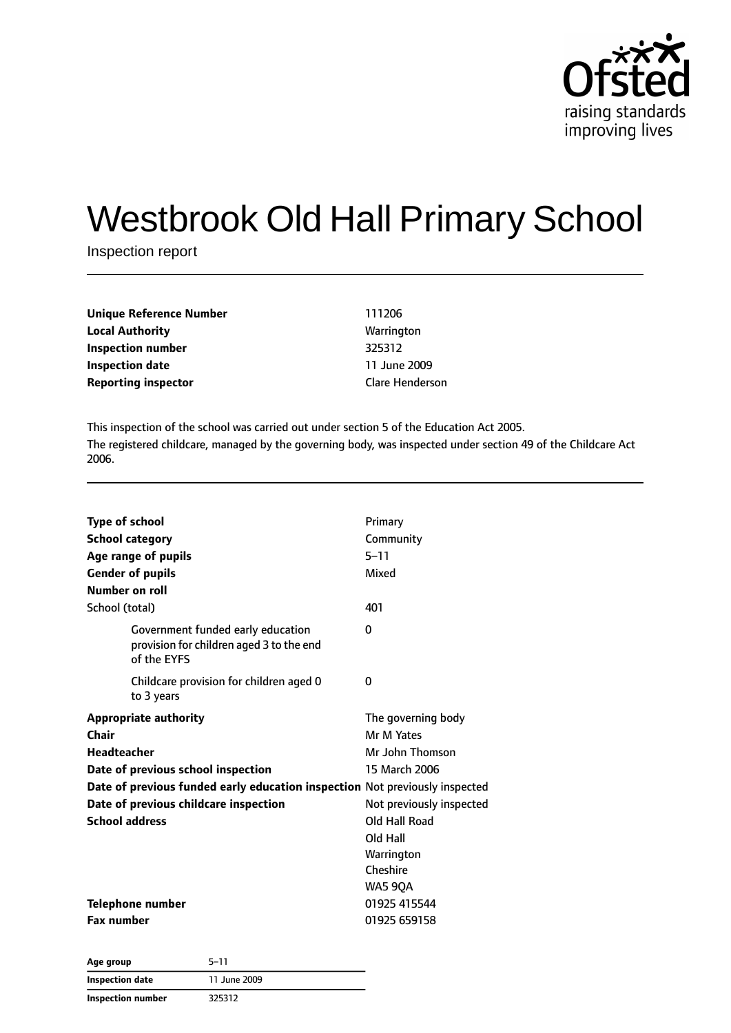# Westbrook Old Hall Primary School

Inspection report

| | |
|---|---|
| **Unique Reference Number** | 111206 |
| **Local Authority** | Warrington |
| **Inspection number** | 325312 |
| **Inspection date** | 11 June 2009 |
| **Reporting inspector** | Clare Henderson |

This inspection of the school was carried out under section 5 of the Education Act 2005.

The registered childcare, managed by the governing body, was inspected under section 49 of the Childcare Act 2006.

| | |
|---|---|
| **Type of school** | Primary |
| **School category** | Community |
| **Age range of pupils** | 5–11 |
| **Gender of pupils** | Mixed |
| **Number on roll** | |
| School (total) | 401 |
| Government funded early education provision for children aged 3 to the end of the EYFS | 0 |
| Childcare provision for children aged 0 to 3 years | 0 |
| **Appropriate authority** | The governing body |
| **Chair** | Mr M Yates |
| **Headteacher** | Mr John Thomson |
| **Date of previous school inspection** | 15 March 2006 |
| **Date of previous funded early education inspection** | Not previously inspected |
| **Date of previous childcare inspection** | Not previously inspected |
| **School address** | Old Hall Road<br>Old Hall<br>Warrington<br>Cheshire<br>WA5 9QA |
| **Telephone number** | 01925 415544 |
| **Fax number** | 01925 659158 |

| Age group | 5–11 |
|---|---|
| **Inspection date** | 11 June 2009 |
| **Inspection number** | 325312 |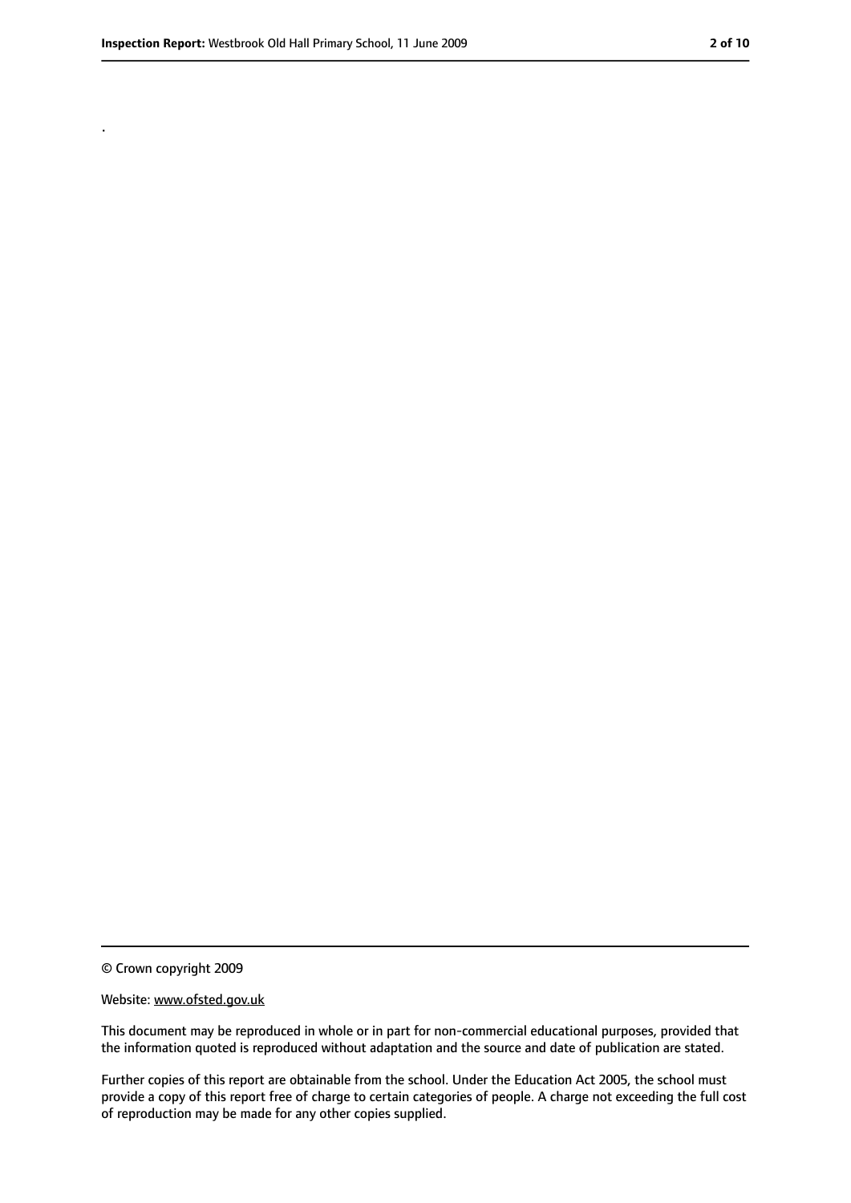.

© Crown copyright 2009

Website: www.ofsted.gov.uk

This document may be reproduced in whole or in part for non-commercial educational purposes, provided that the information quoted is reproduced without adaptation and the source and date of publication are stated.

Further copies of this report are obtainable from the school. Under the Education Act 2005, the school must provide a copy of this report free of charge to certain categories of people. A charge not exceeding the full cost of reproduction may be made for any other copies supplied.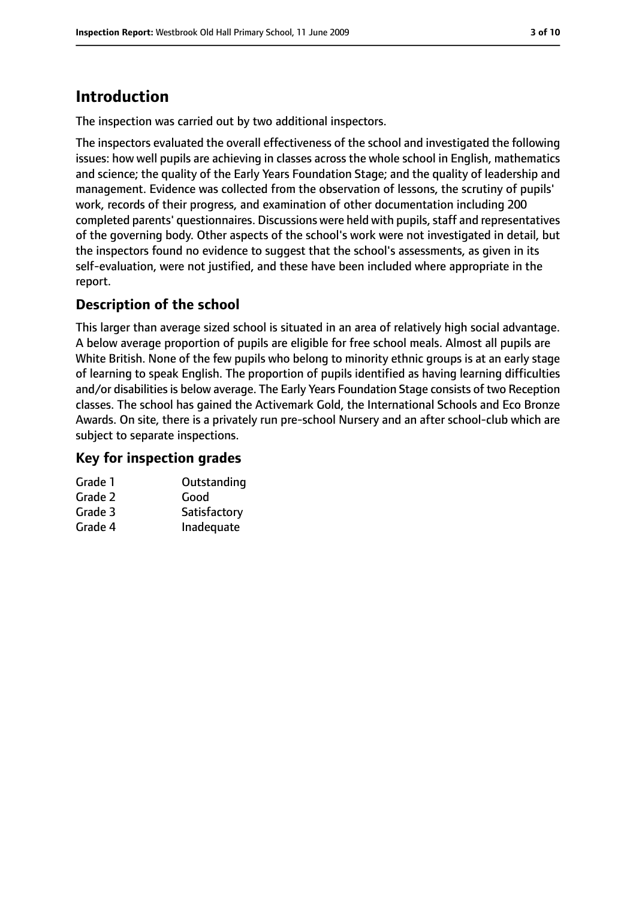# Introduction

The inspection was carried out by two additional inspectors.

The inspectors evaluated the overall effectiveness of the school and investigated the following issues: how well pupils are achieving in classes across the whole school in English, mathematics and science; the quality of the Early Years Foundation Stage; and the quality of leadership and management. Evidence was collected from the observation of lessons, the scrutiny of pupils' work, records of their progress, and examination of other documentation including 200 completed parents' questionnaires. Discussions were held with pupils, staff and representatives of the governing body. Other aspects of the school's work were not investigated in detail, but the inspectors found no evidence to suggest that the school's assessments, as given in its self-evaluation, were not justified, and these have been included where appropriate in the report.

## Description of the school

This larger than average sized school is situated in an area of relatively high social advantage. A below average proportion of pupils are eligible for free school meals. Almost all pupils are White British. None of the few pupils who belong to minority ethnic groups is at an early stage of learning to speak English. The proportion of pupils identified as having learning difficulties and/or disabilities is below average. The Early Years Foundation Stage consists of two Reception classes. The school has gained the Activemark Gold, the International Schools and Eco Bronze Awards. On site, there is a privately run pre-school Nursery and an after school-club which are subject to separate inspections.

## Key for inspection grades

| | |
|---|---|
| Grade 1 | Outstanding |
| Grade 2 | Good |
| Grade 3 | Satisfactory |
| Grade 4 | Inadequate |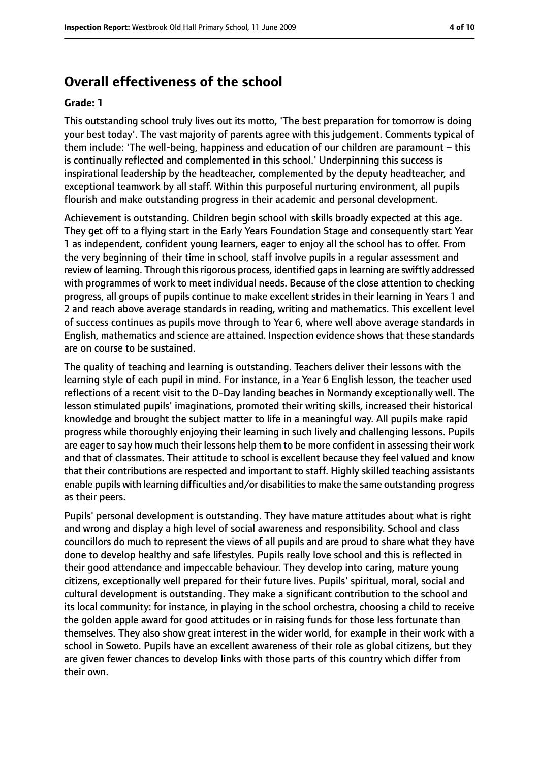## Overall effectiveness of the school

**Grade: 1**

This outstanding school truly lives out its motto, 'The best preparation for tomorrow is doing your best today'. The vast majority of parents agree with this judgement. Comments typical of them include: 'The well-being, happiness and education of our children are paramount – this is continually reflected and complemented in this school.' Underpinning this success is inspirational leadership by the headteacher, complemented by the deputy headteacher, and exceptional teamwork by all staff. Within this purposeful nurturing environment, all pupils flourish and make outstanding progress in their academic and personal development.

Achievement is outstanding. Children begin school with skills broadly expected at this age. They get off to a flying start in the Early Years Foundation Stage and consequently start Year 1 as independent, confident young learners, eager to enjoy all the school has to offer. From the very beginning of their time in school, staff involve pupils in a regular assessment and review of learning. Through this rigorous process, identified gaps in learning are swiftly addressed with programmes of work to meet individual needs. Because of the close attention to checking progress, all groups of pupils continue to make excellent strides in their learning in Years 1 and 2 and reach above average standards in reading, writing and mathematics. This excellent level of success continues as pupils move through to Year 6, where well above average standards in English, mathematics and science are attained. Inspection evidence shows that these standards are on course to be sustained.

The quality of teaching and learning is outstanding. Teachers deliver their lessons with the learning style of each pupil in mind. For instance, in a Year 6 English lesson, the teacher used reflections of a recent visit to the D-Day landing beaches in Normandy exceptionally well. The lesson stimulated pupils' imaginations, promoted their writing skills, increased their historical knowledge and brought the subject matter to life in a meaningful way. All pupils make rapid progress while thoroughly enjoying their learning in such lively and challenging lessons. Pupils are eager to say how much their lessons help them to be more confident in assessing their work and that of classmates. Their attitude to school is excellent because they feel valued and know that their contributions are respected and important to staff. Highly skilled teaching assistants enable pupils with learning difficulties and/or disabilities to make the same outstanding progress as their peers.

Pupils' personal development is outstanding. They have mature attitudes about what is right and wrong and display a high level of social awareness and responsibility. School and class councillors do much to represent the views of all pupils and are proud to share what they have done to develop healthy and safe lifestyles. Pupils really love school and this is reflected in their good attendance and impeccable behaviour. They develop into caring, mature young citizens, exceptionally well prepared for their future lives. Pupils' spiritual, moral, social and cultural development is outstanding. They make a significant contribution to the school and its local community: for instance, in playing in the school orchestra, choosing a child to receive the golden apple award for good attitudes or in raising funds for those less fortunate than themselves. They also show great interest in the wider world, for example in their work with a school in Soweto. Pupils have an excellent awareness of their role as global citizens, but they are given fewer chances to develop links with those parts of this country which differ from their own.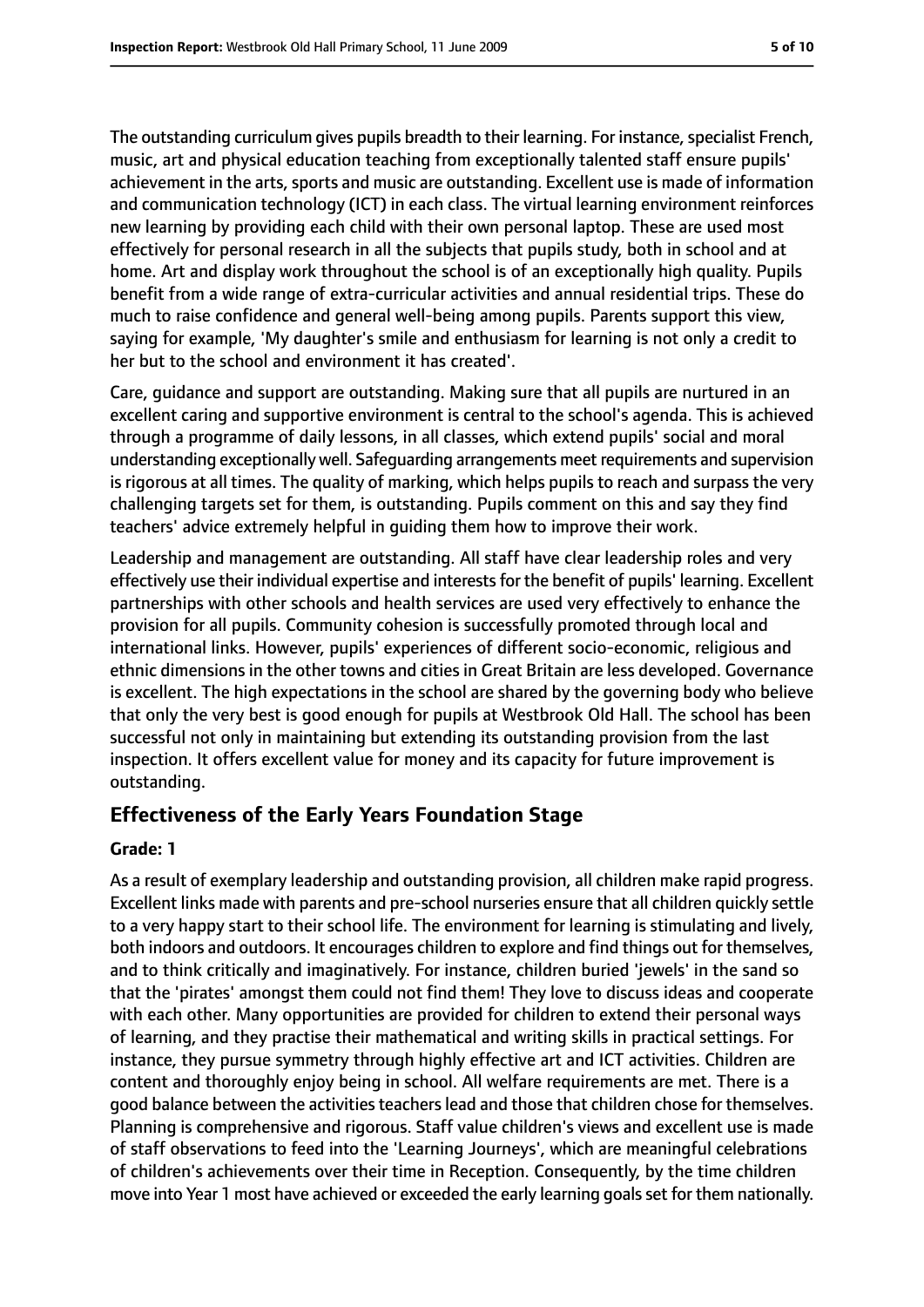The outstanding curriculum gives pupils breadth to their learning. For instance, specialist French, music, art and physical education teaching from exceptionally talented staff ensure pupils' achievement in the arts, sports and music are outstanding. Excellent use is made of information and communication technology (ICT) in each class. The virtual learning environment reinforces new learning by providing each child with their own personal laptop. These are used most effectively for personal research in all the subjects that pupils study, both in school and at home. Art and display work throughout the school is of an exceptionally high quality. Pupils benefit from a wide range of extra-curricular activities and annual residential trips. These do much to raise confidence and general well-being among pupils. Parents support this view, saying for example, 'My daughter's smile and enthusiasm for learning is not only a credit to her but to the school and environment it has created'.

Care, guidance and support are outstanding. Making sure that all pupils are nurtured in an excellent caring and supportive environment is central to the school's agenda. This is achieved through a programme of daily lessons, in all classes, which extend pupils' social and moral understanding exceptionally well. Safeguarding arrangements meet requirements and supervision is rigorous at all times. The quality of marking, which helps pupils to reach and surpass the very challenging targets set for them, is outstanding. Pupils comment on this and say they find teachers' advice extremely helpful in guiding them how to improve their work.

Leadership and management are outstanding. All staff have clear leadership roles and very effectively use their individual expertise and interests for the benefit of pupils' learning. Excellent partnerships with other schools and health services are used very effectively to enhance the provision for all pupils. Community cohesion is successfully promoted through local and international links. However, pupils' experiences of different socio-economic, religious and ethnic dimensions in the other towns and cities in Great Britain are less developed. Governance is excellent. The high expectations in the school are shared by the governing body who believe that only the very best is good enough for pupils at Westbrook Old Hall. The school has been successful not only in maintaining but extending its outstanding provision from the last inspection. It offers excellent value for money and its capacity for future improvement is outstanding.

## Effectiveness of the Early Years Foundation Stage

**Grade: 1**

As a result of exemplary leadership and outstanding provision, all children make rapid progress. Excellent links made with parents and pre-school nurseries ensure that all children quickly settle to a very happy start to their school life. The environment for learning is stimulating and lively, both indoors and outdoors. It encourages children to explore and find things out for themselves, and to think critically and imaginatively. For instance, children buried 'jewels' in the sand so that the 'pirates' amongst them could not find them! They love to discuss ideas and cooperate with each other. Many opportunities are provided for children to extend their personal ways of learning, and they practise their mathematical and writing skills in practical settings. For instance, they pursue symmetry through highly effective art and ICT activities. Children are content and thoroughly enjoy being in school. All welfare requirements are met. There is a good balance between the activities teachers lead and those that children chose for themselves. Planning is comprehensive and rigorous. Staff value children's views and excellent use is made of staff observations to feed into the 'Learning Journeys', which are meaningful celebrations of children's achievements over their time in Reception. Consequently, by the time children move into Year 1 most have achieved or exceeded the early learning goals set for them nationally.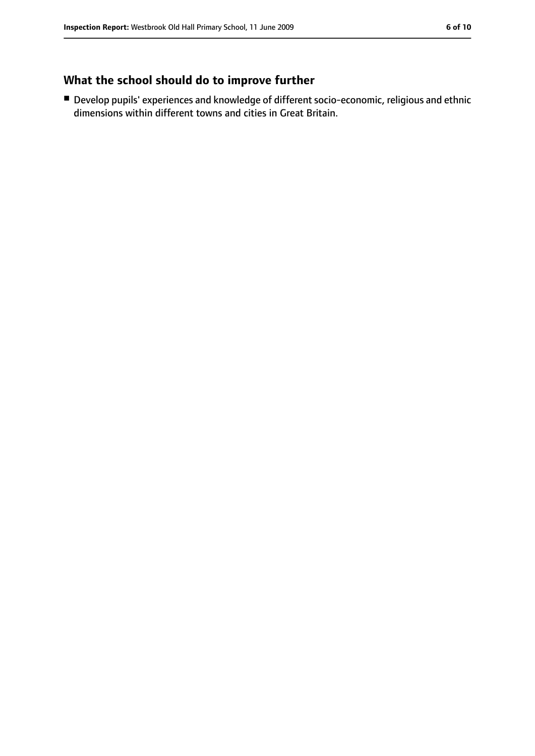## What the school should do to improve further

- Develop pupils' experiences and knowledge of different socio-economic, religious and ethnic dimensions within different towns and cities in Great Britain.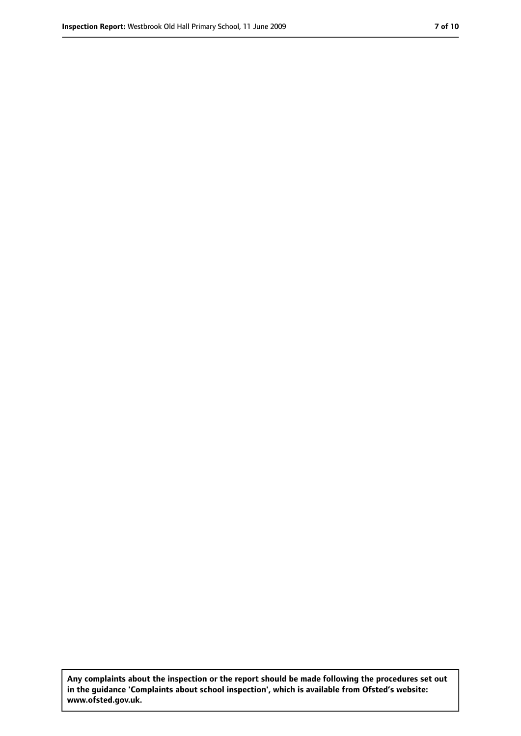**Any complaints about the inspection or the report should be made following the procedures set out in the guidance 'Complaints about school inspection', which is available from Ofsted's website: www.ofsted.gov.uk.**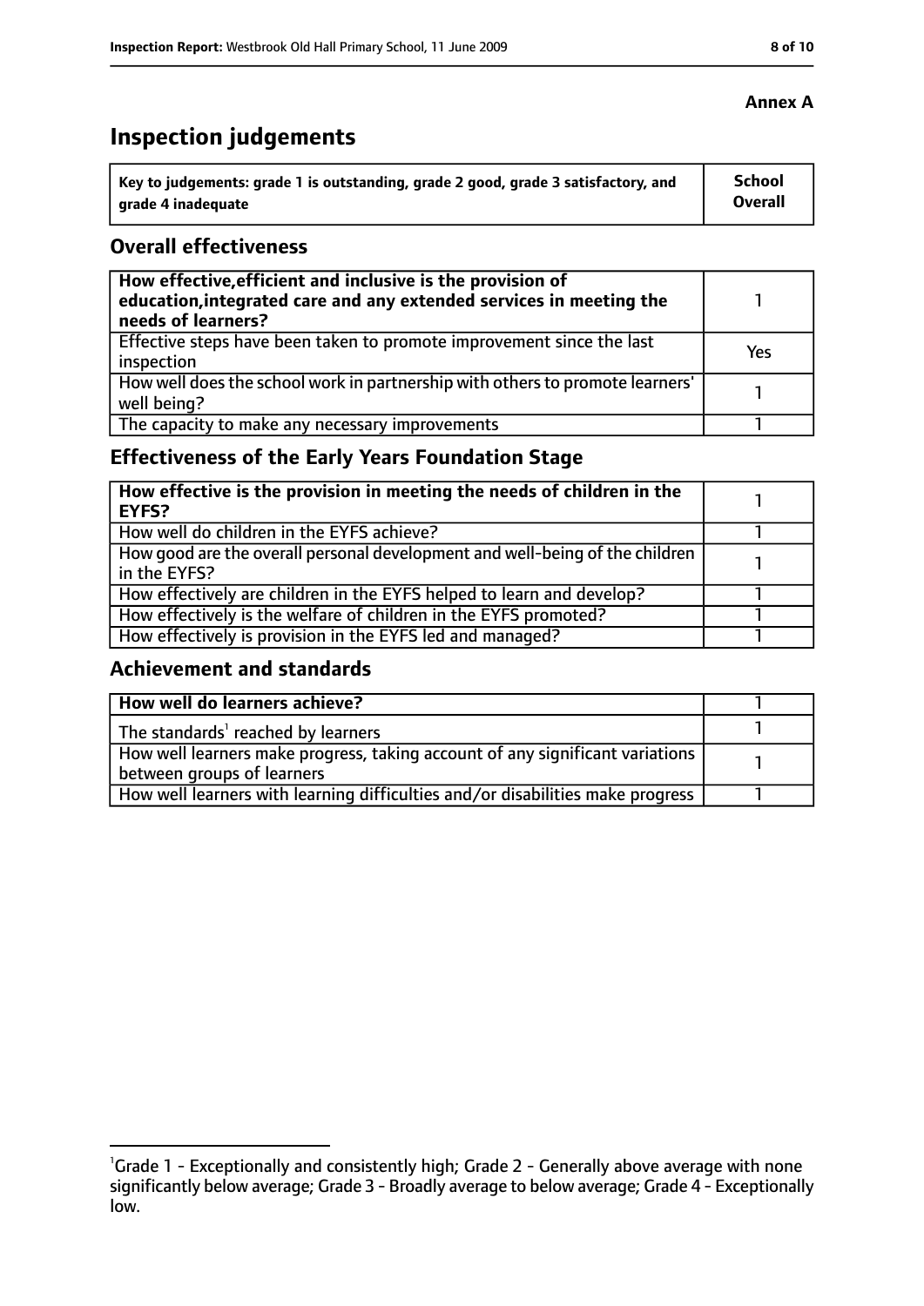**Annex A**

# Inspection judgements

| Key to judgements: grade 1 is outstanding, grade 2 good, grade 3 satisfactory, and grade 4 inadequate | School Overall |
|---|---|

## Overall effectiveness

| | |
|---|---|
| **How effective, efficient and inclusive is the provision of education, integrated care and any extended services in meeting the needs of learners?** | 1 |
| Effective steps have been taken to promote improvement since the last inspection | Yes |
| How well does the school work in partnership with others to promote learners' well being? | 1 |
| The capacity to make any necessary improvements | 1 |

## Effectiveness of the Early Years Foundation Stage

| | |
|---|---|
| **How effective is the provision in meeting the needs of children in the EYFS?** | 1 |
| How well do children in the EYFS achieve? | 1 |
| How good are the overall personal development and well-being of the children in the EYFS? | 1 |
| How effectively are children in the EYFS helped to learn and develop? | 1 |
| How effectively is the welfare of children in the EYFS promoted? | 1 |
| How effectively is provision in the EYFS led and managed? | 1 |

## Achievement and standards

| | |
|---|---|
| **How well do learners achieve?** | 1 |
| The standards[1] reached by learners | 1 |
| How well learners make progress, taking account of any significant variations between groups of learners | 1 |
| How well learners with learning difficulties and/or disabilities make progress | 1 |

[1]Grade 1 - Exceptionally and consistently high; Grade 2 - Generally above average with none significantly below average; Grade 3 - Broadly average to below average; Grade 4 - Exceptionally low.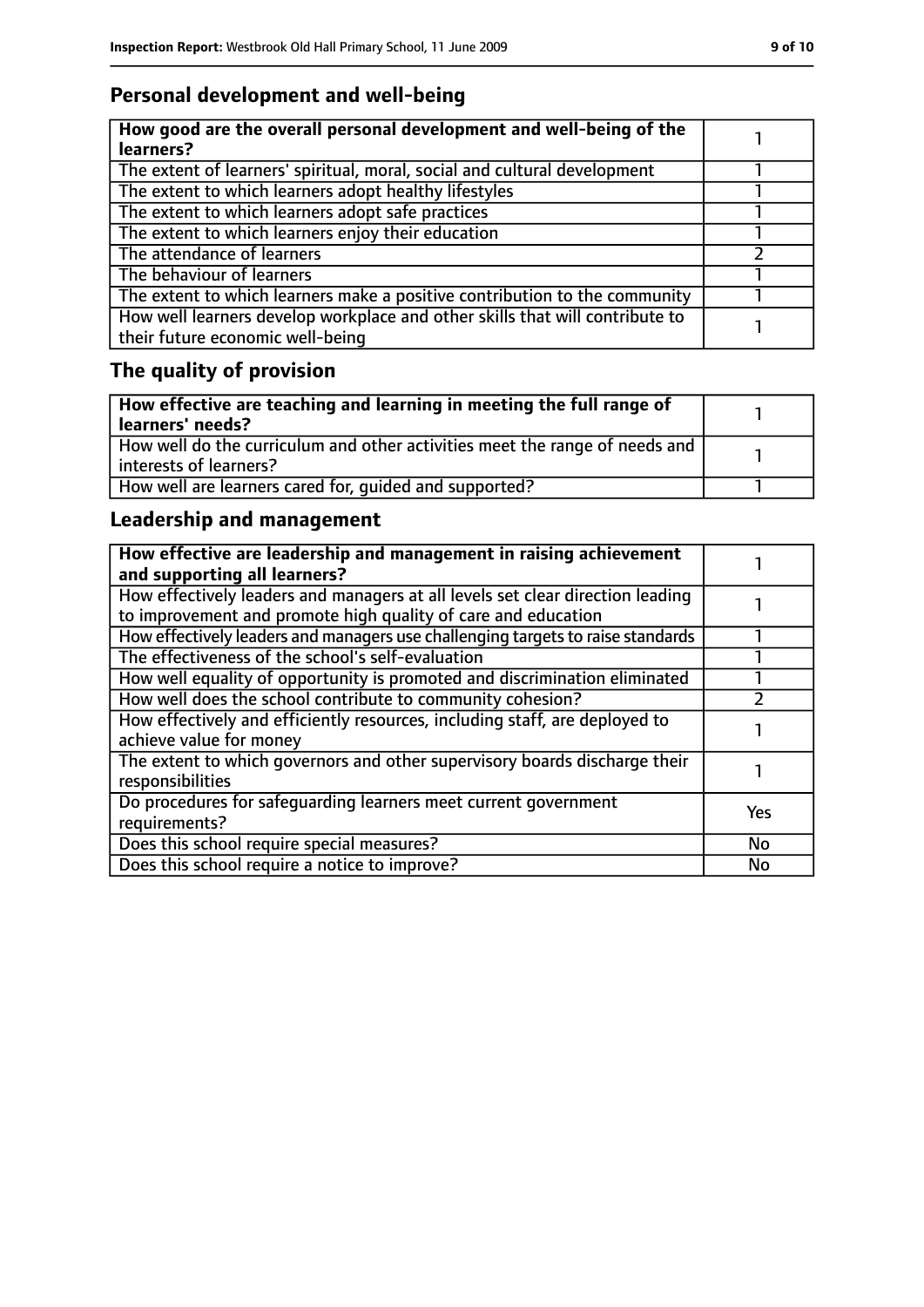## Personal development and well-being

| How good are the overall personal development and well-being of the learners? | 1 |
|---|---|
| The extent of learners' spiritual, moral, social and cultural development | 1 |
| The extent to which learners adopt healthy lifestyles | 1 |
| The extent to which learners adopt safe practices | 1 |
| The extent to which learners enjoy their education | 1 |
| The attendance of learners | 2 |
| The behaviour of learners | 1 |
| The extent to which learners make a positive contribution to the community | 1 |
| How well learners develop workplace and other skills that will contribute to their future economic well-being | 1 |

## The quality of provision

| How effective are teaching and learning in meeting the full range of learners' needs? | 1 |
|---|---|
| How well do the curriculum and other activities meet the range of needs and interests of learners? | 1 |
| How well are learners cared for, guided and supported? | 1 |

## Leadership and management

| How effective are leadership and management in raising achievement and supporting all learners? | 1 |
|---|---|
| How effectively leaders and managers at all levels set clear direction leading to improvement and promote high quality of care and education | 1 |
| How effectively leaders and managers use challenging targets to raise standards | 1 |
| The effectiveness of the school's self-evaluation | 1 |
| How well equality of opportunity is promoted and discrimination eliminated | 1 |
| How well does the school contribute to community cohesion? | 2 |
| How effectively and efficiently resources, including staff, are deployed to achieve value for money | 1 |
| The extent to which governors and other supervisory boards discharge their responsibilities | 1 |
| Do procedures for safeguarding learners meet current government requirements? | Yes |
| Does this school require special measures? | No |
| Does this school require a notice to improve? | No |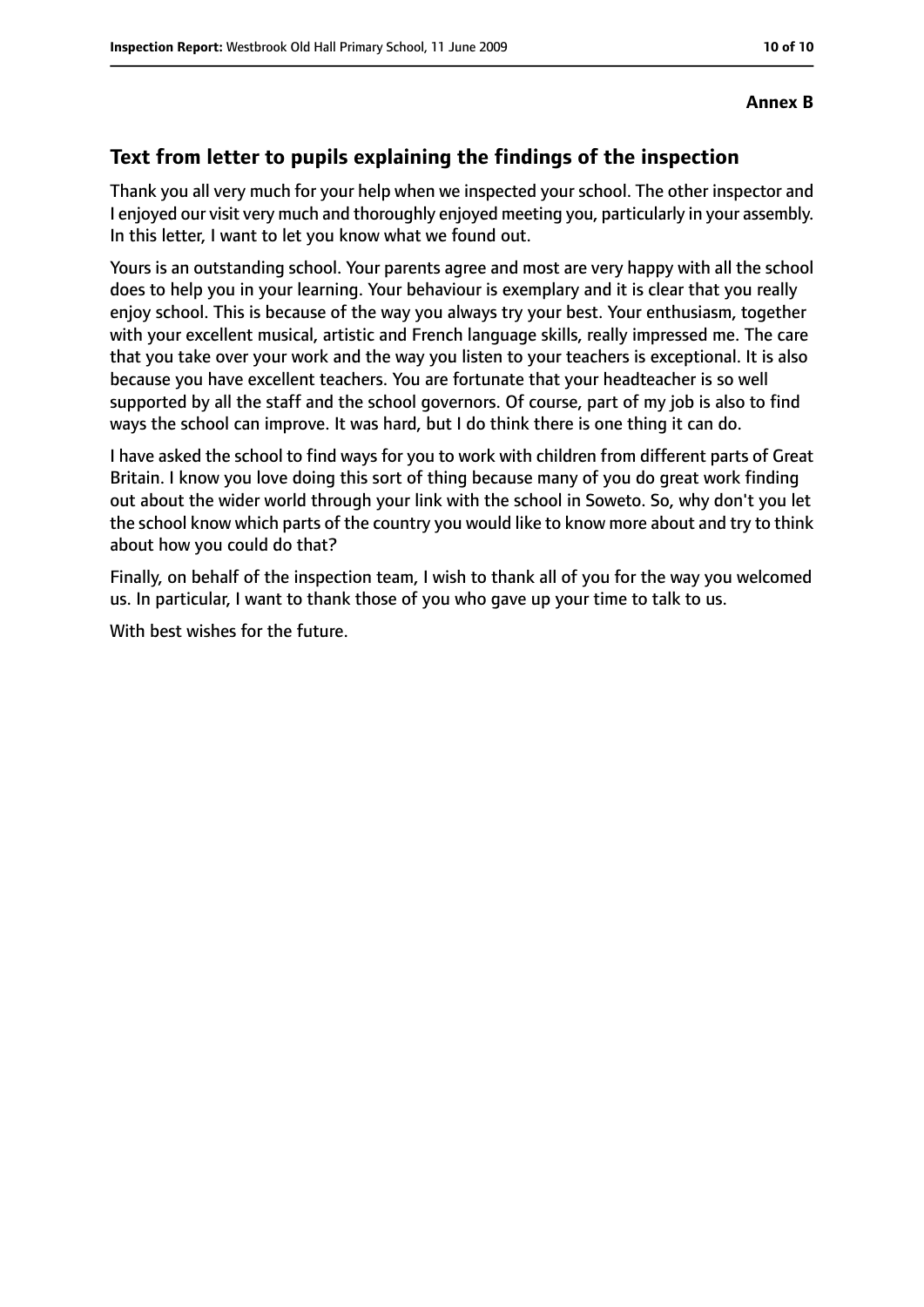**Annex B**

## Text from letter to pupils explaining the findings of the inspection

Thank you all very much for your help when we inspected your school. The other inspector and I enjoyed our visit very much and thoroughly enjoyed meeting you, particularly in your assembly. In this letter, I want to let you know what we found out.

Yours is an outstanding school. Your parents agree and most are very happy with all the school does to help you in your learning. Your behaviour is exemplary and it is clear that you really enjoy school. This is because of the way you always try your best. Your enthusiasm, together with your excellent musical, artistic and French language skills, really impressed me. The care that you take over your work and the way you listen to your teachers is exceptional. It is also because you have excellent teachers. You are fortunate that your headteacher is so well supported by all the staff and the school governors. Of course, part of my job is also to find ways the school can improve. It was hard, but I do think there is one thing it can do.

I have asked the school to find ways for you to work with children from different parts of Great Britain. I know you love doing this sort of thing because many of you do great work finding out about the wider world through your link with the school in Soweto. So, why don't you let the school know which parts of the country you would like to know more about and try to think about how you could do that?

Finally, on behalf of the inspection team, I wish to thank all of you for the way you welcomed us. In particular, I want to thank those of you who gave up your time to talk to us.

With best wishes for the future.